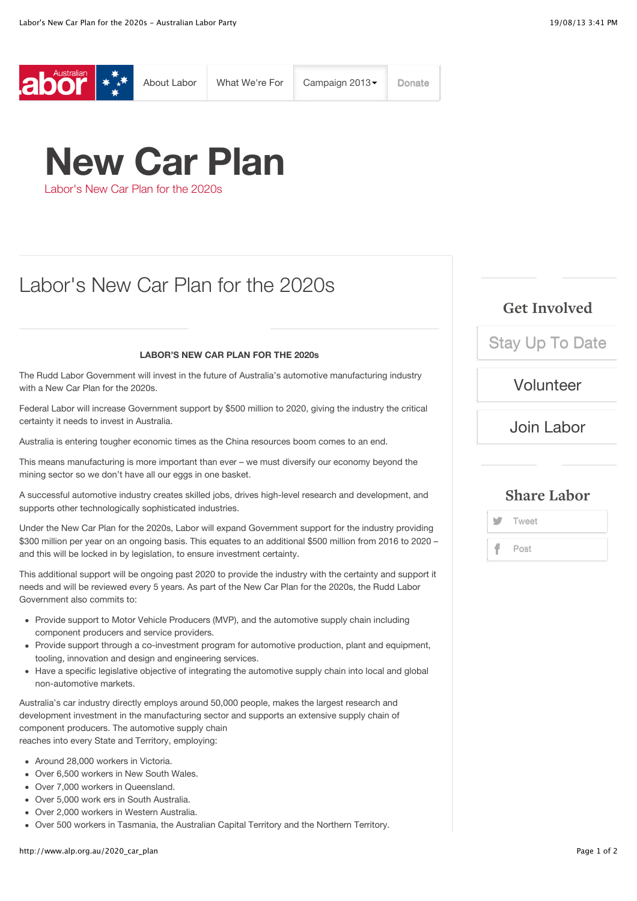# New Car Plan

Labor's New Car Plan for the 2020s

## Labor's New Car Plan for the 2020s

**LABOR'S NEW CAR PLAN FOR THE 2020s**

The Rudd Labor Government will invest in the future of Australia's automotive manufacturing industry with a New Car Plan for the 2020s.

Federal Labor will increase Government support by $500 million to 2020, giving the industry the critical certainty it needs to invest in Australia.

Australia is entering tougher economic times as the China resources boom comes to an end.

This means manufacturing is more important than ever – we must diversify our economy beyond the mining sector so we don't have all our eggs in one basket.

A successful automotive industry creates skilled jobs, drives high-level research and development, and supports other technologically sophisticated industries.

Under the New Car Plan for the 2020s, Labor will expand Government support for the industry providing $300 million per year on an ongoing basis. This equates to an additional $500 million from 2016 to 2020 – and this will be locked in by legislation, to ensure investment certainty.

This additional support will be ongoing past 2020 to provide the industry with the certainty and support it needs and will be reviewed every 5 years. As part of the New Car Plan for the 2020s, the Rudd Labor Government also commits to:

- Provide support to Motor Vehicle Producers (MVP), and the automotive supply chain including component producers and service providers.
- Provide support through a co-investment program for automotive production, plant and equipment, tooling, innovation and design and engineering services.
- Have a specific legislative objective of integrating the automotive supply chain into local and global non-automotive markets.

Australia's car industry directly employs around 50,000 people, makes the largest research and development investment in the manufacturing sector and supports an extensive supply chain of component producers. The automotive supply chain reaches into every State and Territory, employing:

- Around 28,000 workers in Victoria.
- Over 6,500 workers in New South Wales.
- Over 7,000 workers in Queensland.
- Over 5,000 work ers in South Australia.
- Over 2,000 workers in Western Australia.
- Over 500 workers in Tasmania, the Australian Capital Territory and the Northern Territory.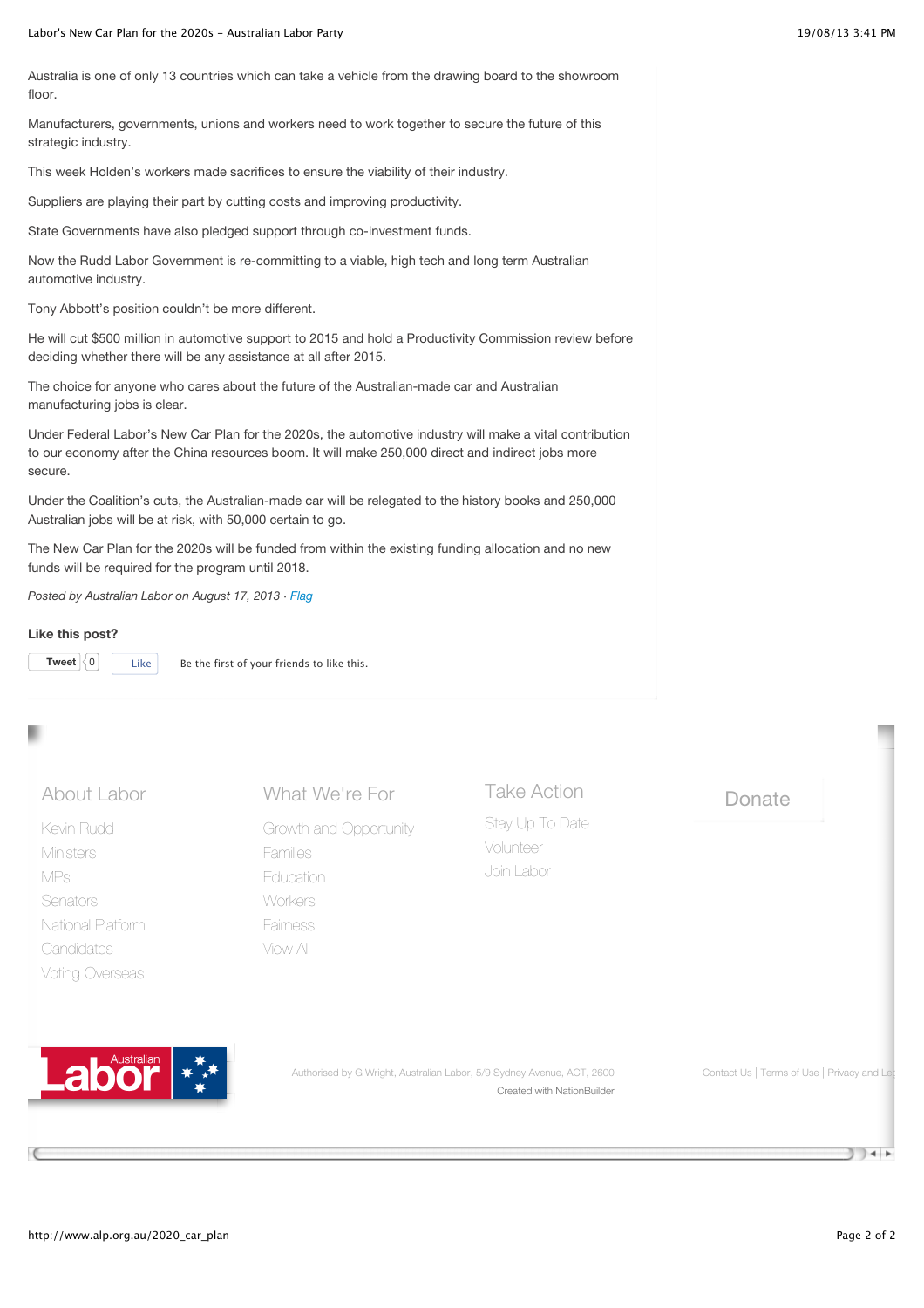Australia is one of only 13 countries which can take a vehicle from the drawing board to the showroom floor.

Manufacturers, governments, unions and workers need to work together to secure the future of this strategic industry.

This week Holden's workers made sacrifices to ensure the viability of their industry.

Suppliers are playing their part by cutting costs and improving productivity.

State Governments have also pledged support through co-investment funds.

Now the Rudd Labor Government is re-committing to a viable, high tech and long term Australian automotive industry.

Tony Abbott's position couldn't be more different.

He will cut $500 million in automotive support to 2015 and hold a Productivity Commission review before deciding whether there will be any assistance at all after 2015.

The choice for anyone who cares about the future of the Australian-made car and Australian manufacturing jobs is clear.

Under Federal Labor's New Car Plan for the 2020s, the automotive industry will make a vital contribution to our economy after the China resources boom. It will make 250,000 direct and indirect jobs more secure.

Under the Coalition's cuts, the Australian-made car will be relegated to the history books and 250,000 Australian jobs will be at risk, with 50,000 certain to go.

The New Car Plan for the 2020s will be funded from within the existing funding allocation and no new funds will be required for the program until 2018.

*Posted by Australian Labor on August 17, 2013 · Flag*

**Like this post?**

Tweet 0 Like Be the first of your friends to like this.

About Labor

- Kevin Rudd
- Ministers
- MPs
- Senators
- National Platform
- Candidates
- Voting Overseas

What We're For

- Growth and Opportunity
- Families
- Education
- Workers
- Fairness
- View All

Take Action

- Stay Up To Date
- Volunteer
- Join Labor

Donate

Australian Labor

Authorised by G Wright, Australian Labor, 5/9 Sydney Avenue, ACT, 2600

Created with NationBuilder

Contact Us | Terms of Use | Privacy and Le